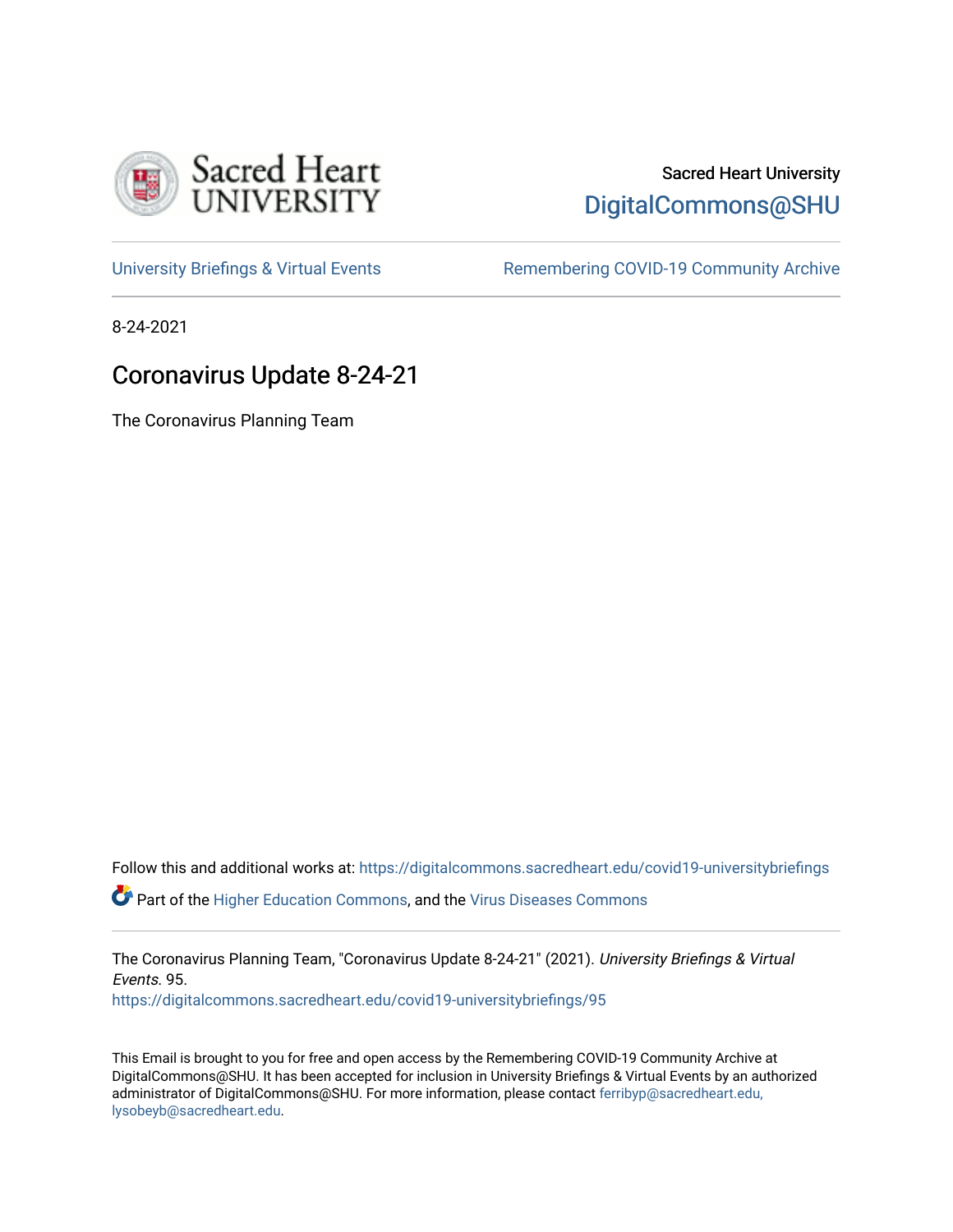Sacred Heart University

DigitalCommons@SHU

University Briefings & Virtual Events

Remembering COVID-19 Community Archive

8-24-2021

# Coronavirus Update 8-24-21

The Coronavirus Planning Team

Follow this and additional works at: https://digitalcommons.sacredheart.edu/covid19-universitybriefings

Part of the Higher Education Commons, and the Virus Diseases Commons

The Coronavirus Planning Team, "Coronavirus Update 8-24-21" (2021). *University Briefings & Virtual Events*. 95.
https://digitalcommons.sacredheart.edu/covid19-universitybriefings/95

This Email is brought to you for free and open access by the Remembering COVID-19 Community Archive at DigitalCommons@SHU. It has been accepted for inclusion in University Briefings & Virtual Events by an authorized administrator of DigitalCommons@SHU. For more information, please contact ferribyp@sacredheart.edu, lysobeyb@sacredheart.edu.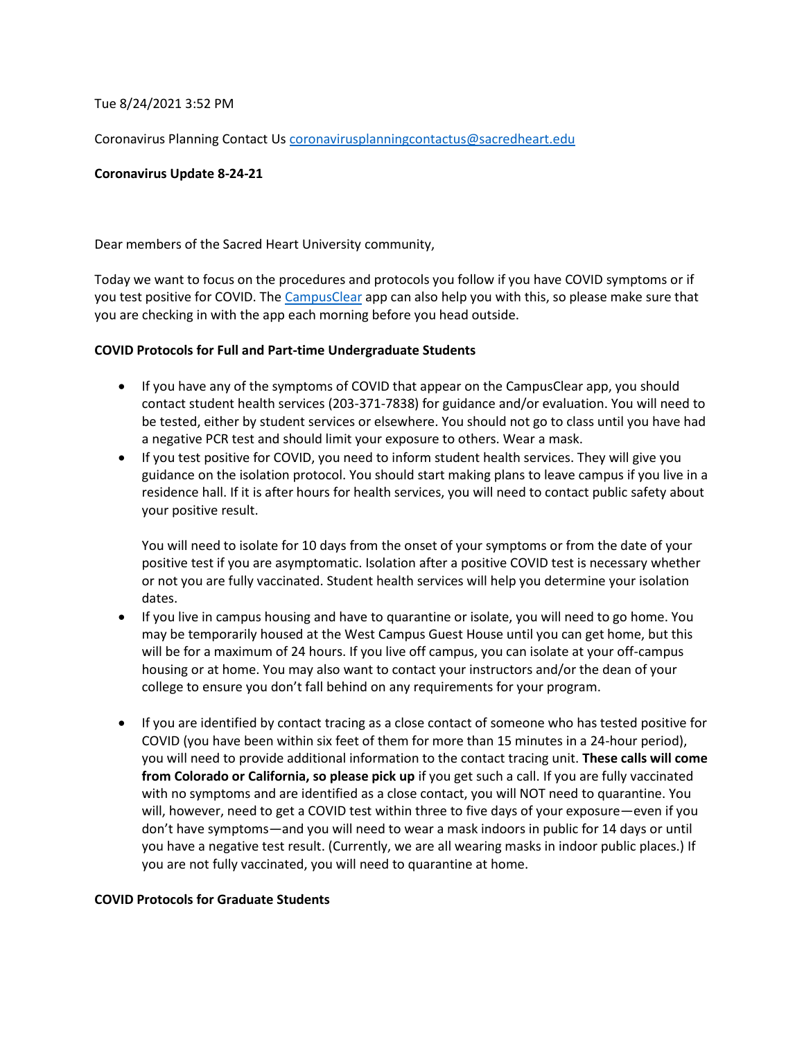Tue 8/24/2021 3:52 PM

Coronavirus Planning Contact Us [coronavirusplanningcontactus@sacredheart.edu](mailto:coronavirusplanningcontactus@sacredheart.edu)

**Coronavirus Update 8-24-21**

Dear members of the Sacred Heart University community,

Today we want to focus on the procedures and protocols you follow if you have COVID symptoms or if you test positive for COVID. The [CampusClear](#) app can also help you with this, so please make sure that you are checking in with the app each morning before you head outside.

**COVID Protocols for Full and Part-time Undergraduate Students**

- If you have any of the symptoms of COVID that appear on the CampusClear app, you should contact student health services (203-371-7838) for guidance and/or evaluation. You will need to be tested, either by student services or elsewhere. You should not go to class until you have had a negative PCR test and should limit your exposure to others. Wear a mask.
- If you test positive for COVID, you need to inform student health services. They will give you guidance on the isolation protocol. You should start making plans to leave campus if you live in a residence hall. If it is after hours for health services, you will need to contact public safety about your positive result.

  You will need to isolate for 10 days from the onset of your symptoms or from the date of your positive test if you are asymptomatic. Isolation after a positive COVID test is necessary whether or not you are fully vaccinated. Student health services will help you determine your isolation dates.
- If you live in campus housing and have to quarantine or isolate, you will need to go home. You may be temporarily housed at the West Campus Guest House until you can get home, but this will be for a maximum of 24 hours. If you live off campus, you can isolate at your off-campus housing or at home. You may also want to contact your instructors and/or the dean of your college to ensure you don't fall behind on any requirements for your program.

- If you are identified by contact tracing as a close contact of someone who has tested positive for COVID (you have been within six feet of them for more than 15 minutes in a 24-hour period), you will need to provide additional information to the contact tracing unit. **These calls will come from Colorado or California, so please pick up** if you get such a call. If you are fully vaccinated with no symptoms and are identified as a close contact, you will NOT need to quarantine. You will, however, need to get a COVID test within three to five days of your exposure—even if you don't have symptoms—and you will need to wear a mask indoors in public for 14 days or until you have a negative test result. (Currently, we are all wearing masks in indoor public places.) If you are not fully vaccinated, you will need to quarantine at home.

**COVID Protocols for Graduate Students**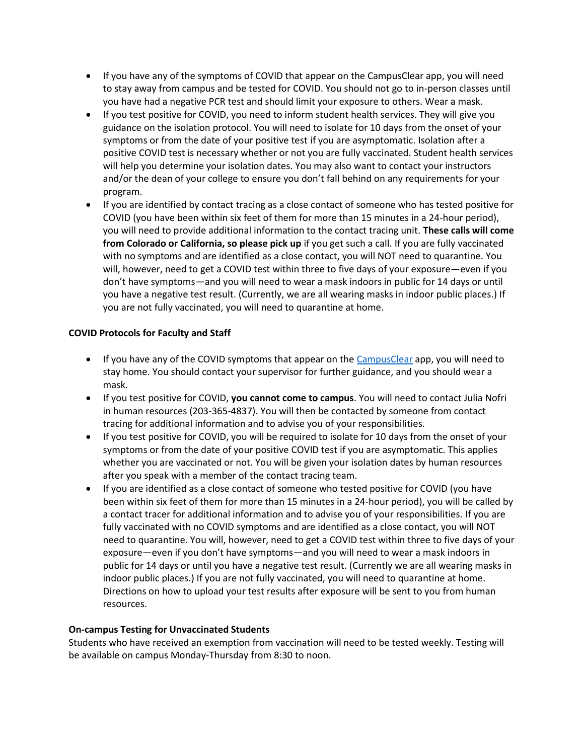- If you have any of the symptoms of COVID that appear on the CampusClear app, you will need to stay away from campus and be tested for COVID. You should not go to in-person classes until you have had a negative PCR test and should limit your exposure to others. Wear a mask.
- If you test positive for COVID, you need to inform student health services. They will give you guidance on the isolation protocol. You will need to isolate for 10 days from the onset of your symptoms or from the date of your positive test if you are asymptomatic. Isolation after a positive COVID test is necessary whether or not you are fully vaccinated. Student health services will help you determine your isolation dates. You may also want to contact your instructors and/or the dean of your college to ensure you don't fall behind on any requirements for your program.
- If you are identified by contact tracing as a close contact of someone who has tested positive for COVID (you have been within six feet of them for more than 15 minutes in a 24-hour period), you will need to provide additional information to the contact tracing unit. **These calls will come from Colorado or California, so please pick up** if you get such a call. If you are fully vaccinated with no symptoms and are identified as a close contact, you will NOT need to quarantine. You will, however, need to get a COVID test within three to five days of your exposure—even if you don't have symptoms—and you will need to wear a mask indoors in public for 14 days or until you have a negative test result. (Currently, we are all wearing masks in indoor public places.) If you are not fully vaccinated, you will need to quarantine at home.

**COVID Protocols for Faculty and Staff**

- If you have any of the COVID symptoms that appear on the CampusClear app, you will need to stay home. You should contact your supervisor for further guidance, and you should wear a mask.
- If you test positive for COVID, **you cannot come to campus**. You will need to contact Julia Nofri in human resources (203-365-4837). You will then be contacted by someone from contact tracing for additional information and to advise you of your responsibilities.
- If you test positive for COVID, you will be required to isolate for 10 days from the onset of your symptoms or from the date of your positive COVID test if you are asymptomatic. This applies whether you are vaccinated or not. You will be given your isolation dates by human resources after you speak with a member of the contact tracing team.
- If you are identified as a close contact of someone who tested positive for COVID (you have been within six feet of them for more than 15 minutes in a 24-hour period), you will be called by a contact tracer for additional information and to advise you of your responsibilities. If you are fully vaccinated with no COVID symptoms and are identified as a close contact, you will NOT need to quarantine. You will, however, need to get a COVID test within three to five days of your exposure—even if you don't have symptoms—and you will need to wear a mask indoors in public for 14 days or until you have a negative test result. (Currently we are all wearing masks in indoor public places.) If you are not fully vaccinated, you will need to quarantine at home. Directions on how to upload your test results after exposure will be sent to you from human resources.

**On-campus Testing for Unvaccinated Students**

Students who have received an exemption from vaccination will need to be tested weekly. Testing will be available on campus Monday-Thursday from 8:30 to noon.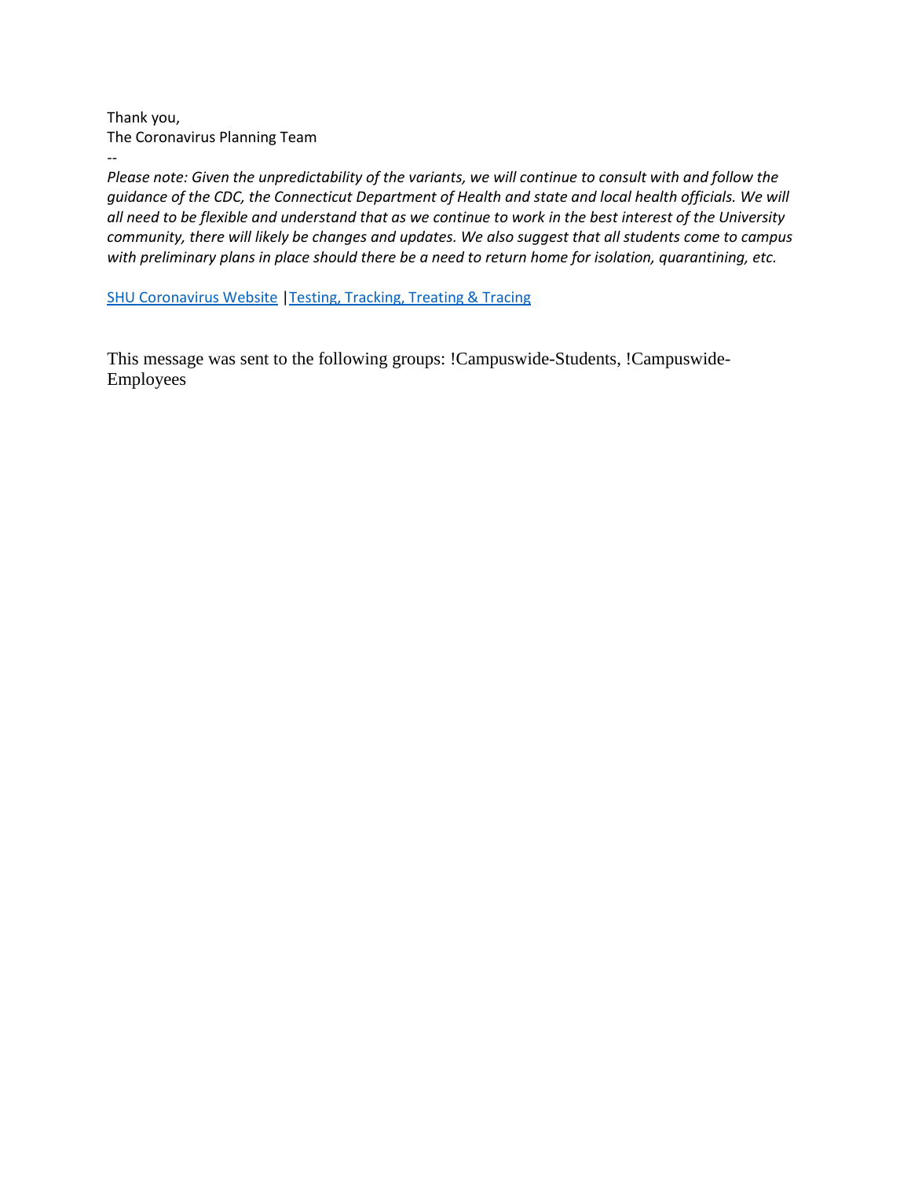Thank you,
The Coronavirus Planning Team
--
*Please note: Given the unpredictability of the variants, we will continue to consult with and follow the guidance of the CDC, the Connecticut Department of Health and state and local health officials. We will all need to be flexible and understand that as we continue to work in the best interest of the University community, there will likely be changes and updates. We also suggest that all students come to campus with preliminary plans in place should there be a need to return home for isolation, quarantining, etc.*

SHU Coronavirus Website |Testing, Tracking, Treating & Tracing

This message was sent to the following groups: !Campuswide-Students, !Campuswide-Employees